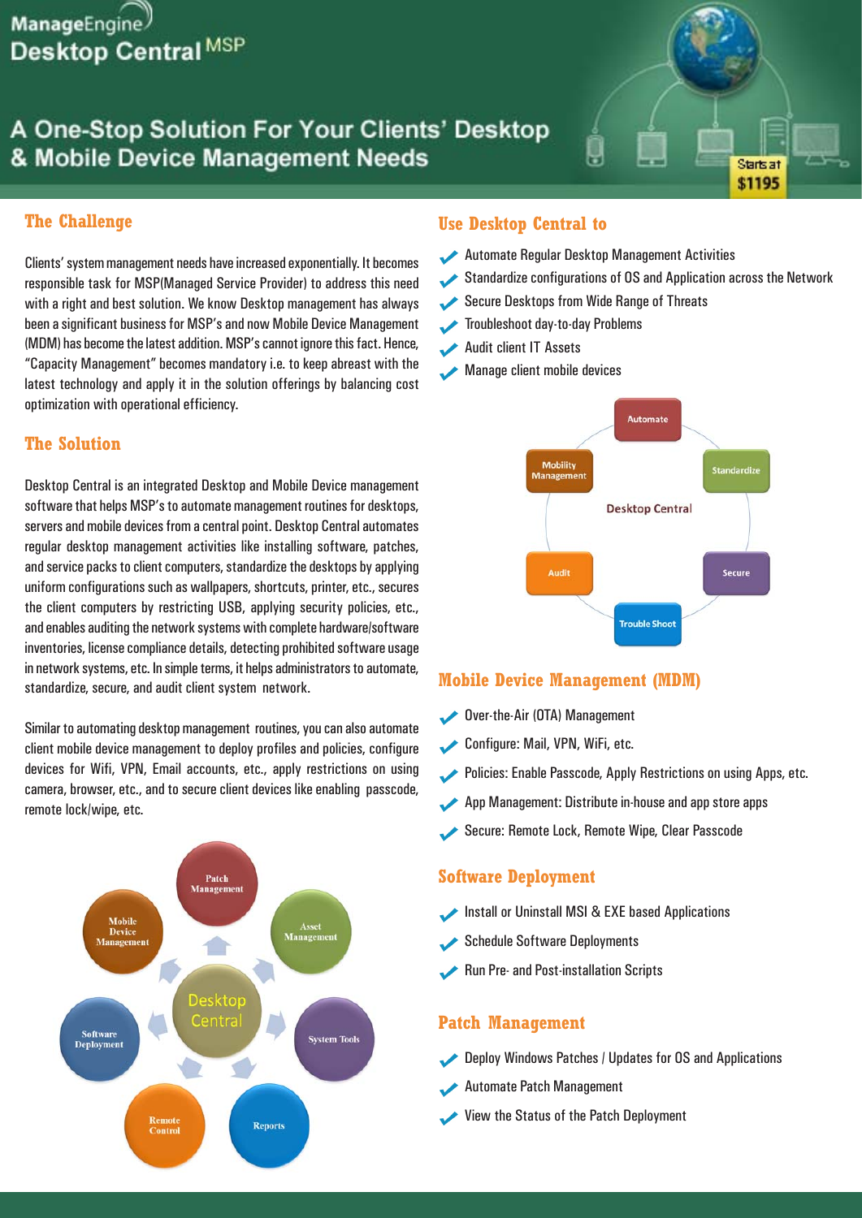# ManageEngine Desktop Central MSP

## A One-Stop Solution For Your Clients' Desktop & Mobile Device Management Needs

Starts at $1195

## The Challenge

Clients' system management needs have increased exponentially. It becomes responsible task for MSP(Managed Service Provider) to address this need with a right and best solution. We know Desktop management has always been a significant business for MSP's and now Mobile Device Management (MDM) has become the latest addition. MSP's cannot ignore this fact. Hence, "Capacity Management" becomes mandatory i.e. to keep abreast with the latest technology and apply it in the solution offerings by balancing cost optimization with operational efficiency.

## The Solution

Desktop Central is an integrated Desktop and Mobile Device management software that helps MSP's to automate management routines for desktops, servers and mobile devices from a central point. Desktop Central automates regular desktop management activities like installing software, patches, and service packs to client computers, standardize the desktops by applying uniform configurations such as wallpapers, shortcuts, printer, etc., secures the client computers by restricting USB, applying security policies, etc., and enables auditing the network systems with complete hardware/software inventories, license compliance details, detecting prohibited software usage in network systems, etc. In simple terms, it helps administrators to automate, standardize, secure, and audit client system network.

Similar to automating desktop management routines, you can also automate client mobile device management to deploy profiles and policies, configure devices for Wifi, VPN, Email accounts, etc., apply restrictions on using camera, browser, etc., and to secure client devices like enabling passcode, remote lock/wipe, etc.

## Use Desktop Central to

- Automate Regular Desktop Management Activities
- Standardize configurations of OS and Application across the Network
- Secure Desktops from Wide Range of Threats
- Troubleshoot day-to-day Problems
- Audit client IT Assets
- Manage client mobile devices

## Mobile Device Management (MDM)

- Over-the-Air (OTA) Management
- Configure: Mail, VPN, WiFi, etc.
- Policies: Enable Passcode, Apply Restrictions on using Apps, etc.
- App Management: Distribute in-house and app store apps
- Secure: Remote Lock, Remote Wipe, Clear Passcode

## Software Deployment

- Install or Uninstall MSI & EXE based Applications
- Schedule Software Deployments
- Run Pre- and Post-installation Scripts

## Patch Management

- Deploy Windows Patches / Updates for OS and Applications
- Automate Patch Management
- View the Status of the Patch Deployment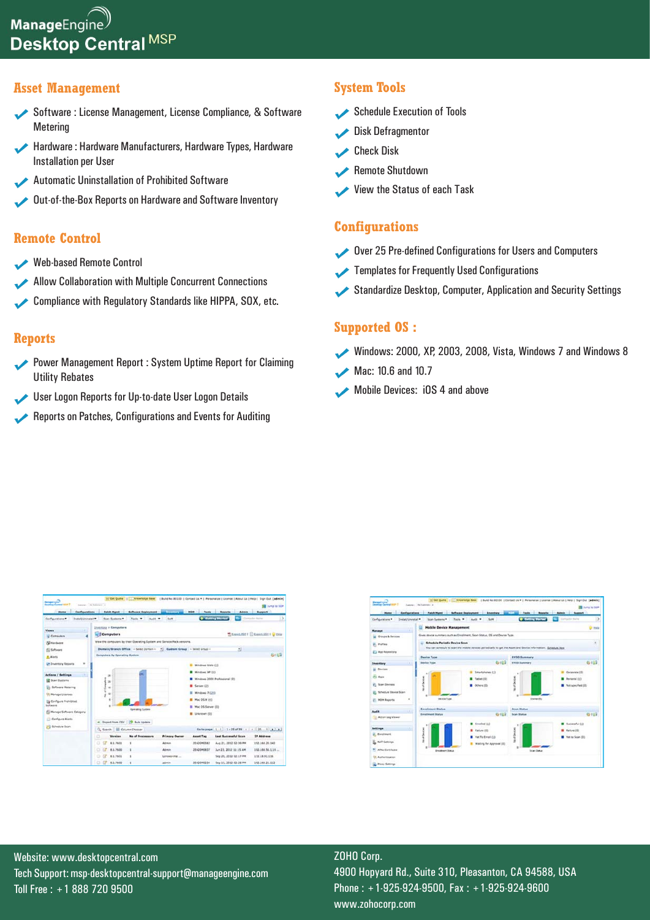# ManageEngine Desktop Central MSP

## Asset Management

- Software : License Management, License Compliance, & Software Metering
- Hardware : Hardware Manufacturers, Hardware Types, Hardware Installation per User
- Automatic Uninstallation of Prohibited Software
- Out-of-the-Box Reports on Hardware and Software Inventory

## Remote Control

- Web-based Remote Control
- Allow Collaboration with Multiple Concurrent Connections
- Compliance with Regulatory Standards like HIPPA, SOX, etc.

## Reports

- Power Management Report : System Uptime Report for Claiming Utility Rebates
- User Logon Reports for Up-to-date User Logon Details
- Reports on Patches, Configurations and Events for Auditing

## System Tools

- Schedule Execution of Tools
- Disk Defragmentor
- Check Disk
- Remote Shutdown
- View the Status of each Task

## Configurations

- Over 25 Pre-defined Configurations for Users and Computers
- Templates for Frequently Used Configurations
- Standardize Desktop, Computer, Application and Security Settings

## Supported OS :

- Windows: 2000, XP, 2003, 2008, Vista, Windows 7 and Windows 8
- Mac: 10.6 and 10.7
- Mobile Devices: iOS 4 and above

Website: www.desktopcentral.com
Tech Support: msp-desktopcentral-support@manageengine.com
Toll Free : +1 888 720 9500

ZOHO Corp.
4900 Hopyard Rd., Suite 310, Pleasanton, CA 94588, USA
Phone : +1-925-924-9500, Fax : +1-925-924-9600
www.zohocorp.com